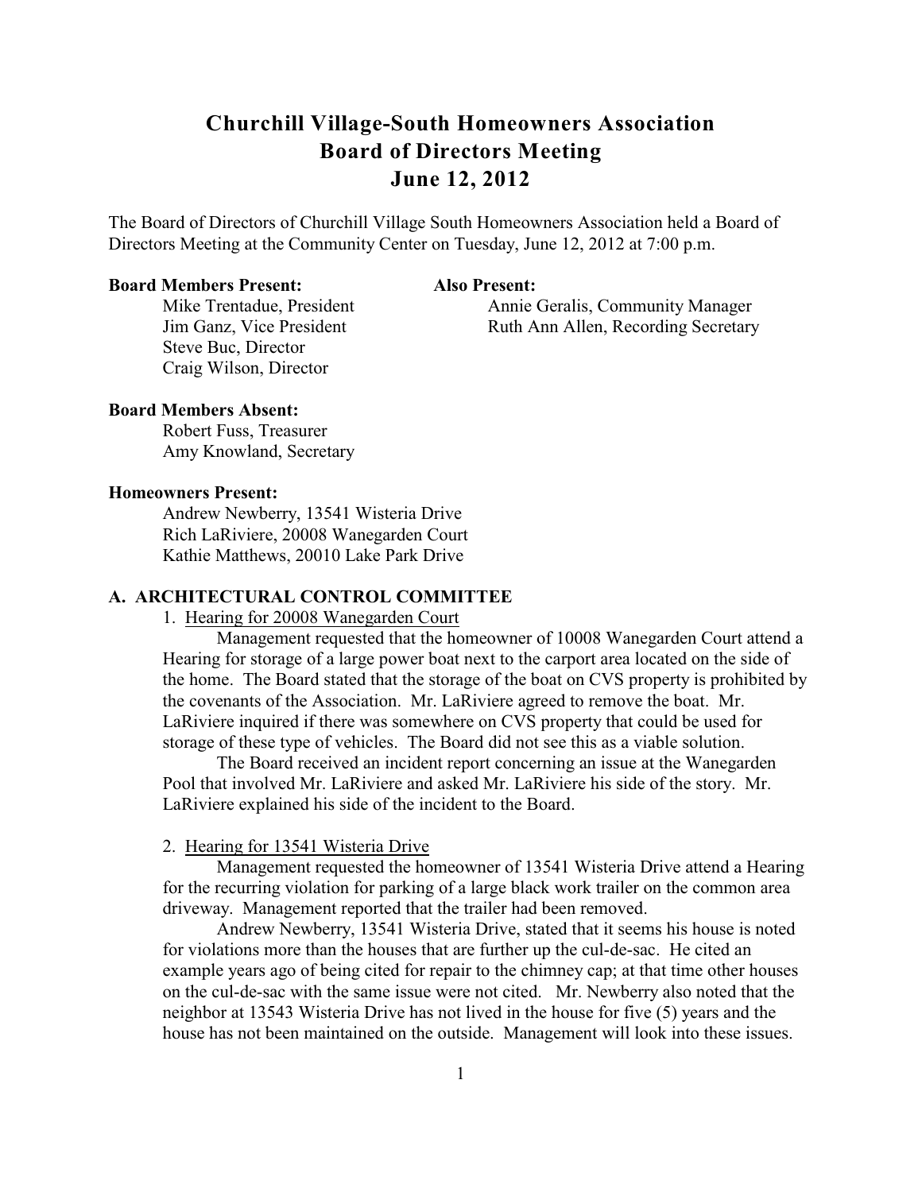# Churchill Village-South Homeowners Association
# Board of Directors Meeting
# June 12, 2012

The Board of Directors of Churchill Village South Homeowners Association held a Board of Directors Meeting at the Community Center on Tuesday, June 12, 2012 at 7:00 p.m.

**Board Members Present:**

Mike Trentadue, President
Jim Ganz, Vice President
Steve Buc, Director
Craig Wilson, Director

**Also Present:**

Annie Geralis, Community Manager
Ruth Ann Allen, Recording Secretary

**Board Members Absent:**

Robert Fuss, Treasurer
Amy Knowland, Secretary

**Homeowners Present:**

Andrew Newberry, 13541 Wisteria Drive
Rich LaRiviere, 20008 Wanegarden Court
Kathie Matthews, 20010 Lake Park Drive

## A. ARCHITECTURAL CONTROL COMMITTEE

1. Hearing for 20008 Wanegarden Court

Management requested that the homeowner of 10008 Wanegarden Court attend a Hearing for storage of a large power boat next to the carport area located on the side of the home. The Board stated that the storage of the boat on CVS property is prohibited by the covenants of the Association. Mr. LaRiviere agreed to remove the boat. Mr. LaRiviere inquired if there was somewhere on CVS property that could be used for storage of these type of vehicles. The Board did not see this as a viable solution.

The Board received an incident report concerning an issue at the Wanegarden Pool that involved Mr. LaRiviere and asked Mr. LaRiviere his side of the story. Mr. LaRiviere explained his side of the incident to the Board.

2. Hearing for 13541 Wisteria Drive

Management requested the homeowner of 13541 Wisteria Drive attend a Hearing for the recurring violation for parking of a large black work trailer on the common area driveway. Management reported that the trailer had been removed.

Andrew Newberry, 13541 Wisteria Drive, stated that it seems his house is noted for violations more than the houses that are further up the cul-de-sac. He cited an example years ago of being cited for repair to the chimney cap; at that time other houses on the cul-de-sac with the same issue were not cited. Mr. Newberry also noted that the neighbor at 13543 Wisteria Drive has not lived in the house for five (5) years and the house has not been maintained on the outside. Management will look into these issues.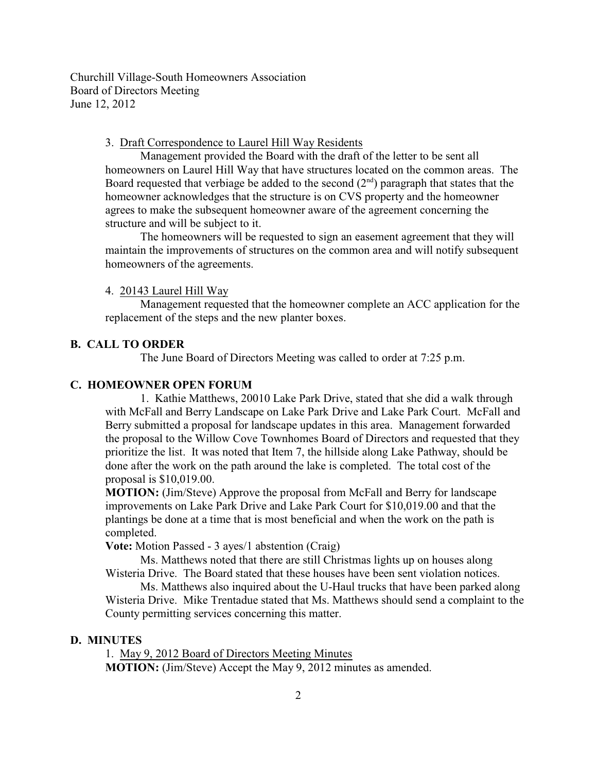Churchill Village-South Homeowners Association
Board of Directors Meeting
June 12, 2012

3. Draft Correspondence to Laurel Hill Way Residents

Management provided the Board with the draft of the letter to be sent all homeowners on Laurel Hill Way that have structures located on the common areas. The Board requested that verbiage be added to the second (2nd) paragraph that states that the homeowner acknowledges that the structure is on CVS property and the homeowner agrees to make the subsequent homeowner aware of the agreement concerning the structure and will be subject to it.

The homeowners will be requested to sign an easement agreement that they will maintain the improvements of structures on the common area and will notify subsequent homeowners of the agreements.

4. 20143 Laurel Hill Way

Management requested that the homeowner complete an ACC application for the replacement of the steps and the new planter boxes.

## B. CALL TO ORDER

The June Board of Directors Meeting was called to order at 7:25 p.m.

## C. HOMEOWNER OPEN FORUM

1. Kathie Matthews, 20010 Lake Park Drive, stated that she did a walk through with McFall and Berry Landscape on Lake Park Drive and Lake Park Court. McFall and Berry submitted a proposal for landscape updates in this area. Management forwarded the proposal to the Willow Cove Townhomes Board of Directors and requested that they prioritize the list. It was noted that Item 7, the hillside along Lake Pathway, should be done after the work on the path around the lake is completed. The total cost of the proposal is $10,019.00.

**MOTION:** (Jim/Steve) Approve the proposal from McFall and Berry for landscape improvements on Lake Park Drive and Lake Park Court for $10,019.00 and that the plantings be done at a time that is most beneficial and when the work on the path is completed.

**Vote:** Motion Passed - 3 ayes/1 abstention (Craig)

Ms. Matthews noted that there are still Christmas lights up on houses along Wisteria Drive. The Board stated that these houses have been sent violation notices.

Ms. Matthews also inquired about the U-Haul trucks that have been parked along Wisteria Drive. Mike Trentadue stated that Ms. Matthews should send a complaint to the County permitting services concerning this matter.

## D. MINUTES

1. May 9, 2012 Board of Directors Meeting Minutes

**MOTION:** (Jim/Steve) Accept the May 9, 2012 minutes as amended.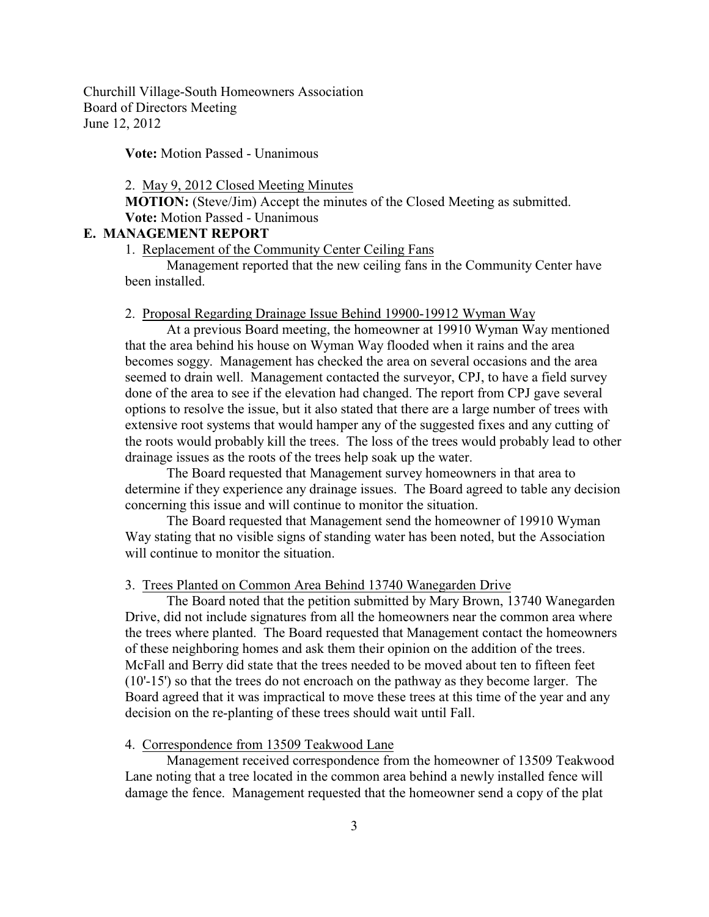Churchill Village-South Homeowners Association
Board of Directors Meeting
June 12, 2012

**Vote:** Motion Passed - Unanimous

2. May 9, 2012 Closed Meeting Minutes

**MOTION:** (Steve/Jim) Accept the minutes of the Closed Meeting as submitted.
**Vote:** Motion Passed - Unanimous

## E. MANAGEMENT REPORT

1. Replacement of the Community Center Ceiling Fans

Management reported that the new ceiling fans in the Community Center have been installed.

2. Proposal Regarding Drainage Issue Behind 19900-19912 Wyman Way

At a previous Board meeting, the homeowner at 19910 Wyman Way mentioned that the area behind his house on Wyman Way flooded when it rains and the area becomes soggy. Management has checked the area on several occasions and the area seemed to drain well. Management contacted the surveyor, CPJ, to have a field survey done of the area to see if the elevation had changed. The report from CPJ gave several options to resolve the issue, but it also stated that there are a large number of trees with extensive root systems that would hamper any of the suggested fixes and any cutting of the roots would probably kill the trees. The loss of the trees would probably lead to other drainage issues as the roots of the trees help soak up the water.

The Board requested that Management survey homeowners in that area to determine if they experience any drainage issues. The Board agreed to table any decision concerning this issue and will continue to monitor the situation.

The Board requested that Management send the homeowner of 19910 Wyman Way stating that no visible signs of standing water has been noted, but the Association will continue to monitor the situation.

3. Trees Planted on Common Area Behind 13740 Wanegarden Drive

The Board noted that the petition submitted by Mary Brown, 13740 Wanegarden Drive, did not include signatures from all the homeowners near the common area where the trees where planted. The Board requested that Management contact the homeowners of these neighboring homes and ask them their opinion on the addition of the trees. McFall and Berry did state that the trees needed to be moved about ten to fifteen feet (10'-15') so that the trees do not encroach on the pathway as they become larger. The Board agreed that it was impractical to move these trees at this time of the year and any decision on the re-planting of these trees should wait until Fall.

4. Correspondence from 13509 Teakwood Lane

Management received correspondence from the homeowner of 13509 Teakwood Lane noting that a tree located in the common area behind a newly installed fence will damage the fence. Management requested that the homeowner send a copy of the plat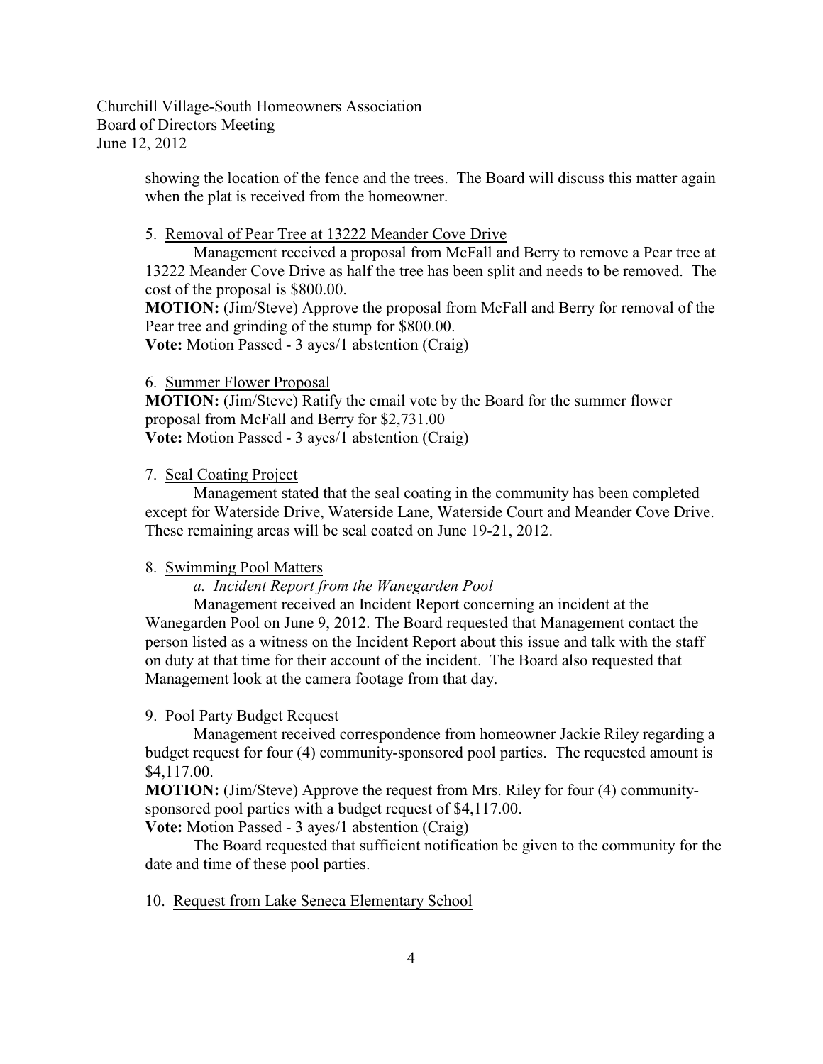showing the location of the fence and the trees. The Board will discuss this matter again when the plat is received from the homeowner.

5. Removal of Pear Tree at 13222 Meander Cove Drive

Management received a proposal from McFall and Berry to remove a Pear tree at 13222 Meander Cove Drive as half the tree has been split and needs to be removed. The cost of the proposal is $800.00.

**MOTION:** (Jim/Steve) Approve the proposal from McFall and Berry for removal of the Pear tree and grinding of the stump for $800.00.
**Vote:** Motion Passed - 3 ayes/1 abstention (Craig)

6. Summer Flower Proposal

**MOTION:** (Jim/Steve) Ratify the email vote by the Board for the summer flower proposal from McFall and Berry for $2,731.00
**Vote:** Motion Passed - 3 ayes/1 abstention (Craig)

7. Seal Coating Project

Management stated that the seal coating in the community has been completed except for Waterside Drive, Waterside Lane, Waterside Court and Meander Cove Drive. These remaining areas will be seal coated on June 19-21, 2012.

8. Swimming Pool Matters

*a. Incident Report from the Wanegarden Pool*

Management received an Incident Report concerning an incident at the Wanegarden Pool on June 9, 2012. The Board requested that Management contact the person listed as a witness on the Incident Report about this issue and talk with the staff on duty at that time for their account of the incident. The Board also requested that Management look at the camera footage from that day.

9. Pool Party Budget Request

Management received correspondence from homeowner Jackie Riley regarding a budget request for four (4) community-sponsored pool parties. The requested amount is $4,117.00.

**MOTION:** (Jim/Steve) Approve the request from Mrs. Riley for four (4) community-sponsored pool parties with a budget request of $4,117.00.
**Vote:** Motion Passed - 3 ayes/1 abstention (Craig)

The Board requested that sufficient notification be given to the community for the date and time of these pool parties.

10. Request from Lake Seneca Elementary School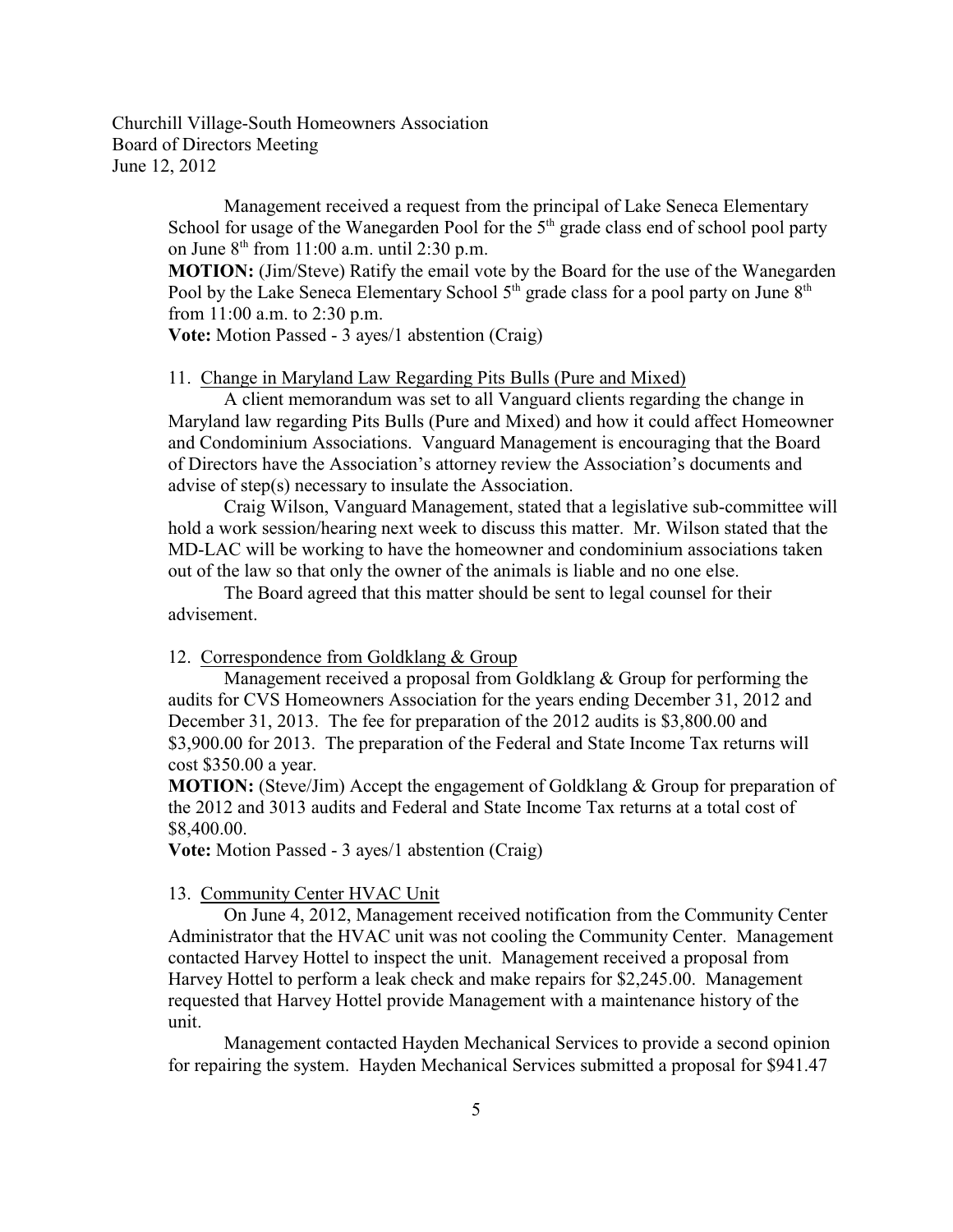Churchill Village-South Homeowners Association
Board of Directors Meeting
June 12, 2012

Management received a request from the principal of Lake Seneca Elementary School for usage of the Wanegarden Pool for the 5th grade class end of school pool party on June 8th from 11:00 a.m. until 2:30 p.m.

**MOTION:** (Jim/Steve) Ratify the email vote by the Board for the use of the Wanegarden Pool by the Lake Seneca Elementary School 5th grade class for a pool party on June 8th from 11:00 a.m. to 2:30 p.m.

**Vote:** Motion Passed - 3 ayes/1 abstention (Craig)

11. <u>Change in Maryland Law Regarding Pits Bulls (Pure and Mixed)</u>

A client memorandum was set to all Vanguard clients regarding the change in Maryland law regarding Pits Bulls (Pure and Mixed) and how it could affect Homeowner and Condominium Associations. Vanguard Management is encouraging that the Board of Directors have the Association's attorney review the Association's documents and advise of step(s) necessary to insulate the Association.

Craig Wilson, Vanguard Management, stated that a legislative sub-committee will hold a work session/hearing next week to discuss this matter. Mr. Wilson stated that the MD-LAC will be working to have the homeowner and condominium associations taken out of the law so that only the owner of the animals is liable and no one else.

The Board agreed that this matter should be sent to legal counsel for their advisement.

12. <u>Correspondence from Goldklang & Group</u>

Management received a proposal from Goldklang & Group for performing the audits for CVS Homeowners Association for the years ending December 31, 2012 and December 31, 2013. The fee for preparation of the 2012 audits is $3,800.00 and $3,900.00 for 2013. The preparation of the Federal and State Income Tax returns will cost $350.00 a year.

**MOTION:** (Steve/Jim) Accept the engagement of Goldklang & Group for preparation of the 2012 and 3013 audits and Federal and State Income Tax returns at a total cost of $8,400.00.

**Vote:** Motion Passed - 3 ayes/1 abstention (Craig)

13. <u>Community Center HVAC Unit</u>

On June 4, 2012, Management received notification from the Community Center Administrator that the HVAC unit was not cooling the Community Center. Management contacted Harvey Hottel to inspect the unit. Management received a proposal from Harvey Hottel to perform a leak check and make repairs for $2,245.00. Management requested that Harvey Hottel provide Management with a maintenance history of the unit.

Management contacted Hayden Mechanical Services to provide a second opinion for repairing the system. Hayden Mechanical Services submitted a proposal for $941.47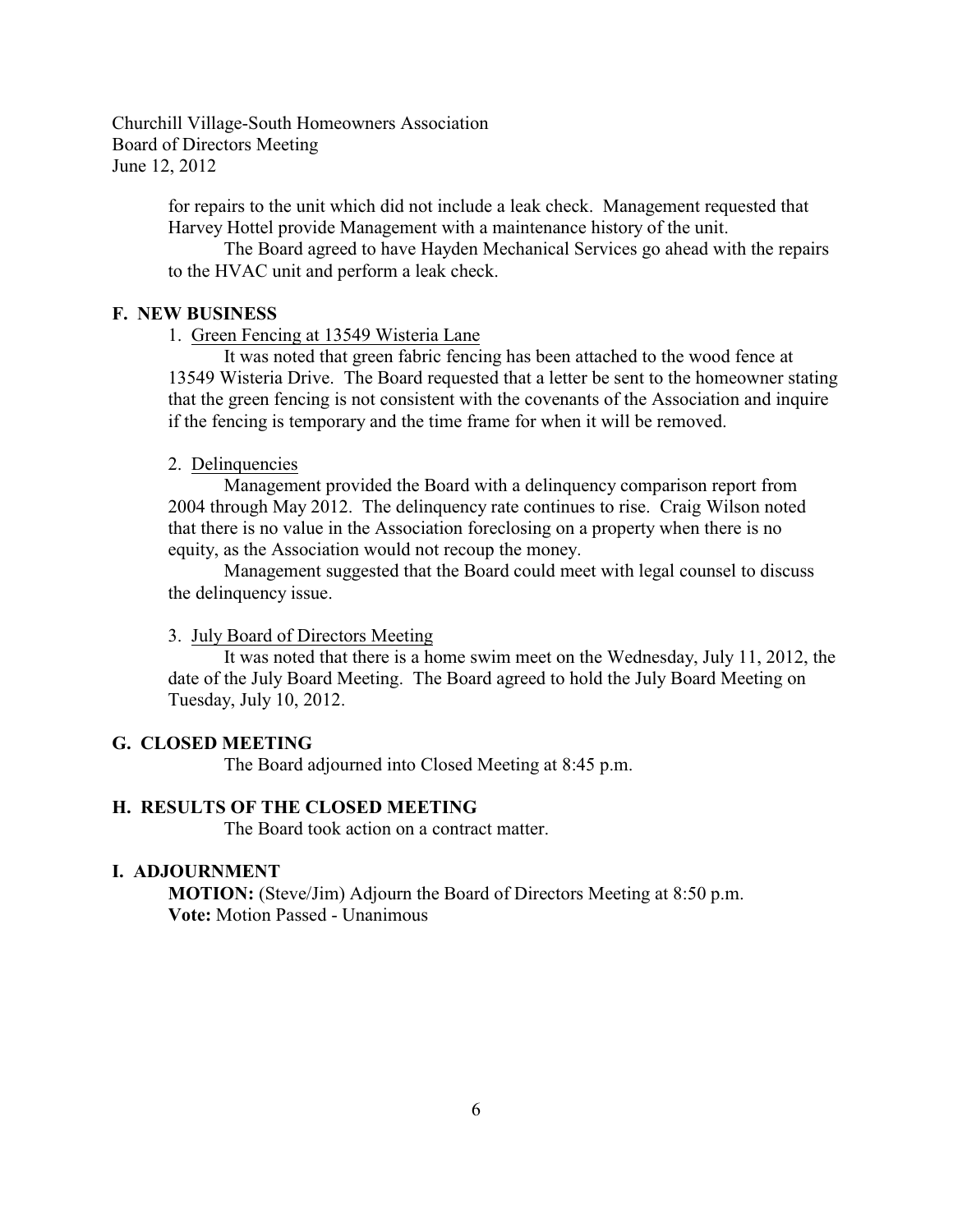for repairs to the unit which did not include a leak check. Management requested that Harvey Hottel provide Management with a maintenance history of the unit.

The Board agreed to have Hayden Mechanical Services go ahead with the repairs to the HVAC unit and perform a leak check.

## F. NEW BUSINESS

1. Green Fencing at 13549 Wisteria Lane

It was noted that green fabric fencing has been attached to the wood fence at 13549 Wisteria Drive. The Board requested that a letter be sent to the homeowner stating that the green fencing is not consistent with the covenants of the Association and inquire if the fencing is temporary and the time frame for when it will be removed.

2. Delinquencies

Management provided the Board with a delinquency comparison report from 2004 through May 2012. The delinquency rate continues to rise. Craig Wilson noted that there is no value in the Association foreclosing on a property when there is no equity, as the Association would not recoup the money.

Management suggested that the Board could meet with legal counsel to discuss the delinquency issue.

3. July Board of Directors Meeting

It was noted that there is a home swim meet on the Wednesday, July 11, 2012, the date of the July Board Meeting. The Board agreed to hold the July Board Meeting on Tuesday, July 10, 2012.

## G. CLOSED MEETING

The Board adjourned into Closed Meeting at 8:45 p.m.

## H. RESULTS OF THE CLOSED MEETING

The Board took action on a contract matter.

## I. ADJOURNMENT

**MOTION:** (Steve/Jim) Adjourn the Board of Directors Meeting at 8:50 p.m.
**Vote:** Motion Passed - Unanimous